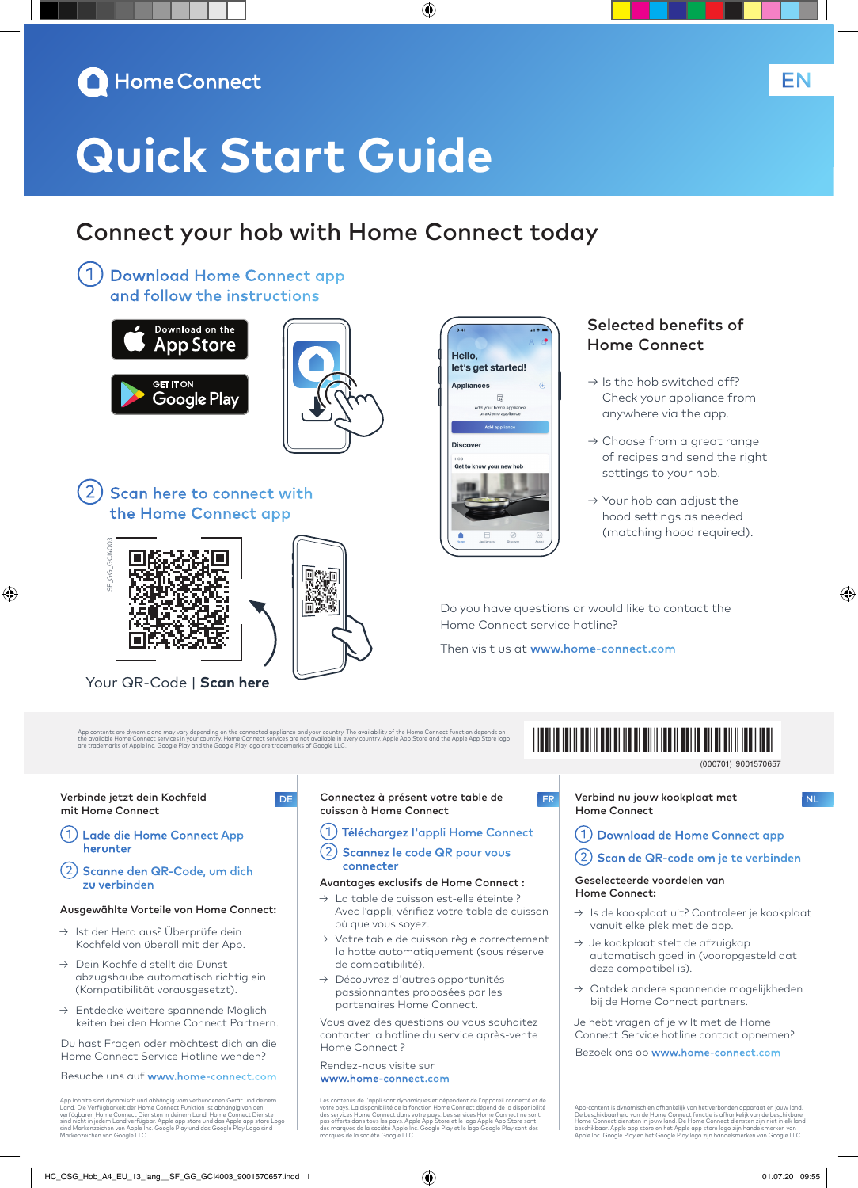Home Connect

EN

# Quick Start Guide

## Connect your hob with Home Connect today

1. Download Home Connect app and follow the instructions

Download on the App Store

GET IT ON Google Play

2. Scan here to connect with the Home Connect app

SF_GG_GCI4003

Your QR-Code | **Scan here**

### Selected benefits of Home Connect

→ Is the hob switched off? Check your appliance from anywhere via the app.

→ Choose from a great range of recipes and send the right settings to your hob.

→ Your hob can adjust the hood settings as needed (matching hood required).

Do you have questions or would like to contact the Home Connect service hotline?

Then visit us at **www.home-connect.com**

App contents are dynamic and may vary depending on the connected appliance and your country. The availability of the Home Connect function depends on the available Home Connect services in your country. Home Connect services are not available in every country. Apple App Store and the Apple App Store logo are trademarks of Apple Inc. Google Play and the Google Play logo are trademarks of Google LLC.

(000701) 9001570657

---

DE

### Verbinde jetzt dein Kochfeld mit Home Connect

1. Lade die Home Connect App herunter
2. Scanne den QR-Code, um dich zu verbinden

**Ausgewählte Vorteile von Home Connect:**

→ Ist der Herd aus? Überprüfe dein Kochfeld von überall mit der App.

→ Dein Kochfeld stellt die Dunstabzugshaube automatisch richtig ein (Kompatibilität vorausgesetzt).

→ Entdecke weitere spannende Möglichkeiten bei den Home Connect Partnern.

Du hast Fragen oder möchtest dich an die Home Connect Service Hotline wenden?

Besuche uns auf **www.home-connect.com**

App Inhalte sind dynamisch und abhängig vom verbundenen Gerät und deinem Land. Die Verfügbarkeit der Home Connect Funktion ist abhängig von den verfügbaren Home Connect Diensten in deinem Land. Home Connect Dienste sind nicht in jedem Land verfügbar. Apple app store und das Apple app store Logo sind Markenzeichen von Apple Inc. Google Play und das Google Play Logo sind Markenzeichen von Google LLC.

---

FR

### Connectez à présent votre table de cuisson à Home Connect

1. Téléchargez l'appli Home Connect
2. Scannez le code QR pour vous connecter

**Avantages exclusifs de Home Connect :**

→ La table de cuisson est-elle éteinte ? Avec l'appli, vérifiez votre table de cuisson où que vous soyez.

→ Votre table de cuisson règle correctement la hotte automatiquement (sous réserve de compatibilité).

→ Découvrez d'autres opportunités passionnantes proposées par les partenaires Home Connect.

Vous avez des questions ou vous souhaitez contacter la hotline du service après-vente Home Connect ?

Rendez-nous visite sur **www.home-connect.com**

Les contenus de l'appli sont dynamiques et dépendent de l'appareil connecté et de votre pays. La disponibilité de la fonction Home Connect dépend de la disponibilité des services Home Connect dans votre pays. Les services Home Connect ne sont pas offerts dans tous les pays. Apple App Store et le logo Apple App Store sont des marques de Apple Inc. Google Play et le logo Google Play sont des marques de la société Google LLC.

---

NL

### Verbind nu jouw kookplaat met Home Connect

1. Download de Home Connect app
2. Scan de QR-code om je te verbinden

**Geselecteerde voordelen van Home Connect:**

→ Is de kookplaat uit? Controleer je kookplaat vanuit elke plek met de app.

→ Je kookplaat stelt de afzuigkap automatisch goed in (vooropgesteld dat deze compatibel is).

→ Ontdek andere spannende mogelijkheden bij de Home Connect partners.

Je hebt vragen of je wilt met de Home Connect Service hotline contact opnemen?

Bezoek ons op **www.home-connect.com**

App-content is dynamisch en afhankelijk van het verbonden apparaat en jouw land. De beschikbaarheid van de Home Connect functie is afhankelijk van de beschikbare Home Connect diensten in jouw land. De Home Connect diensten zijn niet in elk land beschikbaar. Apple app store en het Apple app store logo zijn handelsmerken van Apple Inc. Google Play en het Google Play logo zijn handelsmerken van Google LLC.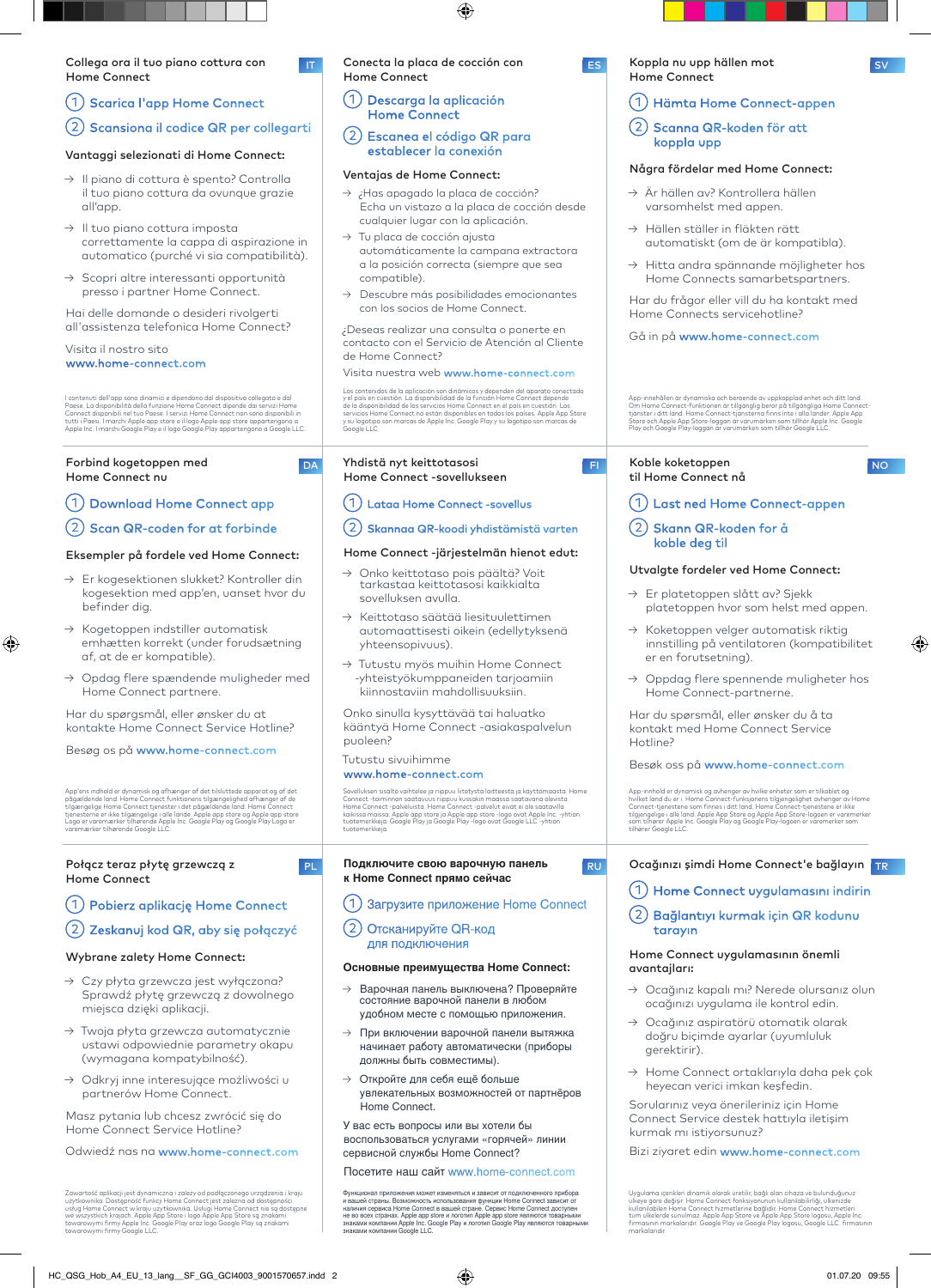## IT

**Collega ora il tuo piano cottura con Home Connect**

1. Scarica l'app Home Connect
2. Scansiona il codice QR per collegarti

**Vantaggi selezionati di Home Connect:**

→ Il piano di cottura è spento? Controlla il tuo piano cottura da ovunque grazie all'app.

→ Il tuo piano cottura imposta correttamente la cappa di aspirazione in automatico (purché vi sia compatibilità).

→ Scopri altre interessanti opportunità presso i partner Home Connect.

Hai delle domande o desideri rivolgerti all'assistenza telefonica Home Connect?

Visita il nostro sito
**www.home-connect.com**

I contenuti dell'app sono dinamici e dipendono dal dispositivo collegato e dal Paese. La disponibilità della funzione Home Connect dipende dai servizi Home Connect disponibili nel tuo Paese. I servizi Home Connect non sono disponibili in tutti i Paesi. I marchi Apple app store e il logo Apple app store appartengono a Apple Inc. I marchi Google Play e il logo Google Play appartengono a Google LLC.

## ES

**Conecta la placa de cocción con Home Connect**

1. Descarga la aplicación Home Connect
2. Escanea el código QR para establecer la conexión

**Ventajas de Home Connect:**

→ ¿Has apagado la placa de cocción? Echa un vistazo a la placa de cocción desde cualquier lugar con la aplicación.

→ Tu placa de cocción ajusta automáticamente la campana extractora a la posición correcta (siempre que sea compatible).

→ Descubre más posibilidades emocionantes con los socios de Home Connect.

¿Deseas realizar una consulta o ponerte en contacto con el Servicio de Atención al Cliente de Home Connect?

Visita nuestra web **www.home-connect.com**

Los contenidos de la aplicación son dinámicos y dependen del aparato conectado y el país en cuestión. La disponibilidad de la función Home Connect depende de la disponibilidad de los servicios Home Connect en el país en cuestión. Los servicios Home Connect no están disponibles en todos los países. Apple App Store y su logotipo son marcas de Apple Inc. Google Play y su logotipo son marcas de Google LLC.

## SV

**Koppla nu upp hällen mot Home Connect**

1. Hämta Home Connect-appen
2. Scanna QR-koden för att koppla upp

**Några fördelar med Home Connect:**

→ Är hällen av? Kontrollera hällen varsomhelst med appen.

→ Hällen ställer in fläkten rätt automatiskt (om de är kompatibla).

→ Hitta andra spännande möjligheter hos Home Connects samarbetspartners.

Har du frågor eller vill du ha kontakt med Home Connects servicehotline?

Gå in på **www.home-connect.com**

App-innehållen är dynamiska och beroende av uppkopplad enhet och ditt land. Om Home Connect-funktionen är tillgänglig beror på tillgängliga Home Connect-tjänster i ditt land. Home Connect-tjänsterna finns inte i alla länder. Apple App Store och Apple App Store-loggan är varumärken som tillhör Apple Inc. Google Play och Google Play-loggan är varumärken som tillhör Google LLC.

## DA

**Forbind kogetoppen med Home Connect nu**

1. Download Home Connect app
2. Scan QR-coden for at forbinde

**Eksempler på fordele ved Home Connect:**

→ Er kogesektionen slukket? Kontroller din kogesektion med app'en, uanset hvor du befinder dig.

→ Kogetoppen indstiller automatisk emhætten korrekt (under forudsætning af, at de er kompatible).

→ Opdag flere spændende muligheder med Home Connect partnere.

Har du spørgsmål, eller ønsker du at kontakte Home Connect Service Hotline?

Besøg os på **www.home-connect.com**

App'ens indhold er dynamisk og afhænger af det tilsluttede apparat og af det pågældende land. Home Connect funktionens tilgængelighed afhænger af de tilgængelige Home Connect tjenester i det pågældende land. Home Connect tjenester er ikke tilgængelige i alle lande. Apple app store og Apple app store Logo er varemærker tilhørende Apple Inc. Google Play og Google Play Logo er varemærker tilhørende Google LLC.

## FI

**Yhdistä nyt keittotasosi Home Connect -sovellukseen**

1. Lataa Home Connect -sovellus
2. Skannaa QR-koodi yhdistämistä varten

**Home Connect -järjestelmän hienot edut:**

→ Onko keittotaso pois päältä? Voit tarkastaa keittotasosi kaikkialta sovelluksen avulla.

→ Keittotaso säätää liesituulettimen automaattisesti oikein (edellytyksenä yhteensopivuus).

→ Tutustu myös muihin Home Connect -yhteistyökumppaneiden tarjoamiin kiinnostaviin mahdollisuuksiin.

Onko sinulla kysyttävää tai haluatko kääntyä Home Connect -asiakaspalvelun puoleen?

Tutustu sivuihimme
**www.home-connect.com**

Sovelluksen sisältö vaihtelee ja riippuu liitetystä laitteesta ja käyttömaasta. Home Connect -toiminnon saatavuus riippuu kussakin maassa saatavana olevista Home Connect -palveluista. Home Connect -palvelut eivät ei ole saatavilla kaikissa maissa. Apple app store ja Apple app store -logo ovat Apple Inc. -yhtiön tuotemerkkejä. Google Play ja Google Play -logo ovat Google LLC -yhtiön tuotemerkkejä.

## NO

**Koble koketoppen til Home Connect nå**

1. Last ned Home Connect-appen
2. Skann QR-koden for å koble deg til

**Utvalgte fordeler ved Home Connect:**

→ Er platetoppen slått av? Sjekk platetoppen hvor som helst med appen.

→ Koketoppen velger automatisk riktig innstilling på ventilatoren (kompatibilitet er en forutsetning).

→ Oppdag flere spennende muligheter hos Home Connect-partnerne.

Har du spørsmål, eller ønsker du å ta kontakt med Home Connect Service Hotline?

Besøk oss på **www.home-connect.com**

App-innhold er dynamisk og avhenger av hvilke enheter som er tilkoblet og hvilket land du er i. Home Connect-funksjonens tilgjengelighet avhenger av Home Connect-tjenester som finnes i ditt land. Home Connect-tjenestene er ikke tilgjengelige i alle land. Apple App Store og Apple App Store-logoen er varemerker som tilhører Apple Inc. Google Play og Google Play-logoen er varemerker som tilhører Google LLC.

## PL

**Połącz teraz płytę grzewczą z Home Connect**

1. Pobierz aplikację Home Connect
2. Zeskanuj kod QR, aby się połączyć

**Wybrane zalety Home Connect:**

→ Czy płyta grzewcza jest wyłączona? Sprawdź płytę grzewczą z dowolnego miejsca dzięki aplikacji.

→ Twoja płyta grzewcza automatycznie ustawi odpowiednie parametry okapu (wymagana kompatybilność).

→ Odkryj inne interesujące możliwości u partnerów Home Connect.

Masz pytania lub chcesz zwrócić się do Home Connect Service Hotline?

Odwiedź nas na **www.home-connect.com**

Zawartość aplikacji jest dynamiczna i zależy od podłączonego urządzenia i kraju użytkownika. Dostępność funkcji Home Connect jest zależna od dostępności usług Home Connect w kraju użytkownika. Usługi Home Connect nie są dostępne we wszystkich krajach. Apple App Store i logo Apple App Store są znakami towarowymi firmy Apple Inc. Google Play oraz logo Google Play są znakami towarowymi firmy Google LLC.

## RU

**Подключите свою варочную панель к Home Connect прямо сейчас**

1. Загрузите приложение Home Connect
2. Отсканируйте QR-код для подключения

**Основные преимущества Home Connect:**

→ Варочная панель выключена? Проверяйте состояние варочной панели в любом удобном месте с помощью приложения.

→ При включении варочной панели вытяжка начинает работу автоматически (приборы должны быть совместимы).

→ Откройте для себя ещё больше увлекательных возможностей от партнёров Home Connect.

У вас есть вопросы или вы хотели бы воспользоваться услугами «горячей» линии сервисной службы Home Connect?

Посетите наш сайт **www.home-connect.com**

Функционал приложения может изменяться и зависит от подключенного прибора и вашей страны. Возможность использования функции Home Connect зависит от наличия сервиса Home Connect в вашей стране. Сервис Home Connect доступен не во всех странах. Apple app store и логотип Apple app store являются товарными знаками компании Apple Inc. Google Play и логотип Google Play являются товарными знаками компании Google LLC.

## TR

**Ocağınızı şimdi Home Connect'e bağlayın**

1. Home Connect uygulamasını indirin
2. Bağlantıyı kurmak için QR kodunu tarayın

**Home Connect uygulamasının önemli avantajları:**

→ Ocağınız kapalı mı? Nerede olursanız olun ocağınızı uygulama ile kontrol edin.

→ Ocağınız aspiratörü otomatik olarak doğru biçimde ayarlar (uyumluluk gerektirir).

→ Home Connect ortaklarıyla daha pek çok heyecan verici imkan keşfedin.

Sorularınız veya önerileriniz için Home Connect Service destek hattıyla iletişim kurmak mı istiyorsunuz?

Bizi ziyaret edin **www.home-connect.com**

Uygulama içerikleri dinamik olarak üretilir, bağlı olan cihaza ve bulunduğunuz ülkeye göre değişir. Home Connect fonksiyonunun kullanılabilirliği, ülkenizde kullanılabilen Home Connect hizmetlerine bağlıdır. Home Connect hizmetleri tüm ülkelerde sunulmaz. Apple App Store ve Apple App Store logosu, Apple Inc. firmasının markalarıdır. Google Play ve Google Play logosu, Google LLC. firmasının markalarıdır.